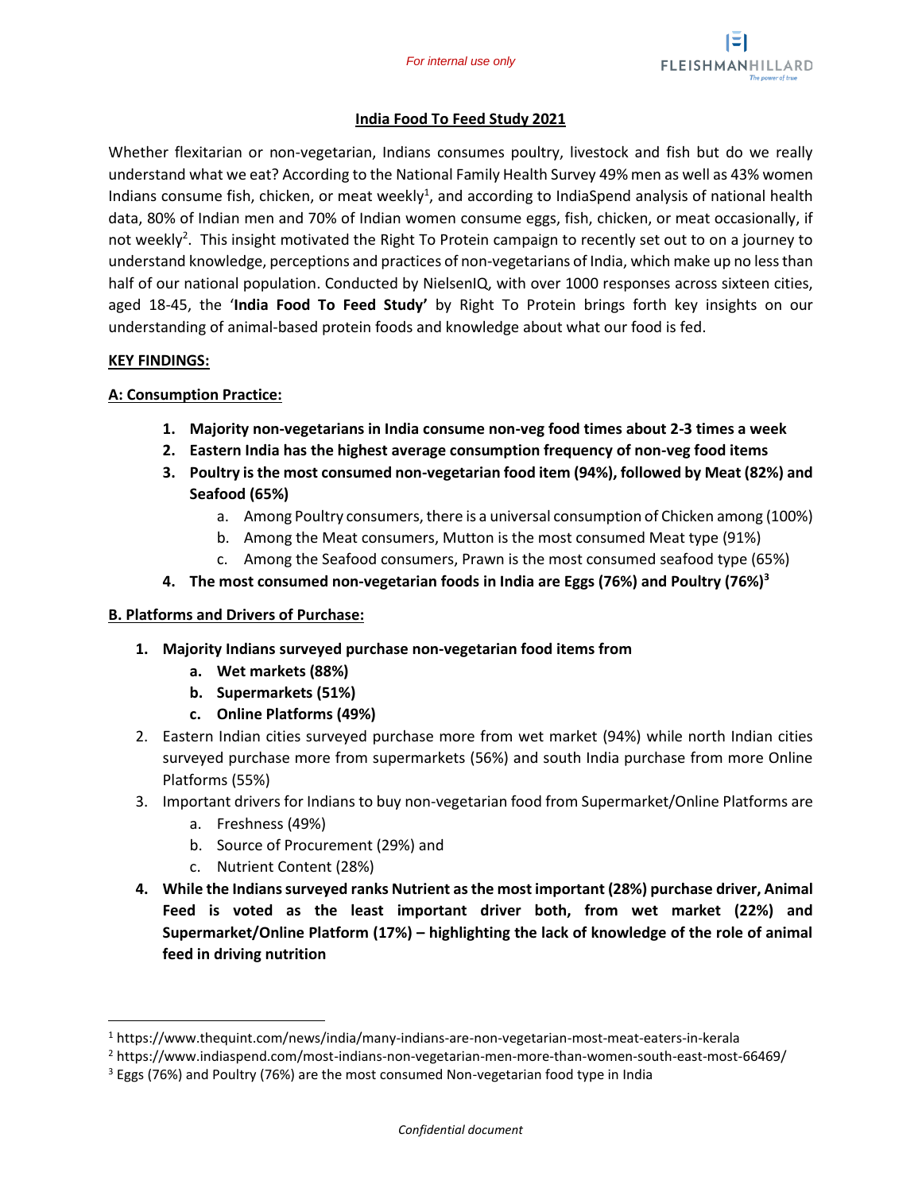*For internal use only*

## India Food To Feed Study 2021

Whether flexitarian or non-vegetarian, Indians consumes poultry, livestock and fish but do we really understand what we eat? According to the National Family Health Survey 49% men as well as 43% women Indians consume fish, chicken, or meat weekly[1], and according to IndiaSpend analysis of national health data, 80% of Indian men and 70% of Indian women consume eggs, fish, chicken, or meat occasionally, if not weekly[2]. This insight motivated the Right To Protein campaign to recently set out to on a journey to understand knowledge, perceptions and practices of non-vegetarians of India, which make up no less than half of our national population. Conducted by NielsenIQ, with over 1000 responses across sixteen cities, aged 18-45, the '**India Food To Feed Study'** by Right To Protein brings forth key insights on our understanding of animal-based protein foods and knowledge about what our food is fed.

### KEY FINDINGS:

### A: Consumption Practice:

1. **Majority non-vegetarians in India consume non-veg food times about 2-3 times a week**
2. **Eastern India has the highest average consumption frequency of non-veg food items**
3. **Poultry is the most consumed non-vegetarian food item (94%), followed by Meat (82%) and Seafood (65%)**
   a. Among Poultry consumers, there is a universal consumption of Chicken among (100%)
   b. Among the Meat consumers, Mutton is the most consumed Meat type (91%)
   c. Among the Seafood consumers, Prawn is the most consumed seafood type (65%)
4. **The most consumed non-vegetarian foods in India are Eggs (76%) and Poultry (76%)[3]**

### B. Platforms and Drivers of Purchase:

1. **Majority Indians surveyed purchase non-vegetarian food items from**
   a. **Wet markets (88%)**
   b. **Supermarkets (51%)**
   c. **Online Platforms (49%)**
2. Eastern Indian cities surveyed purchase more from wet market (94%) while north Indian cities surveyed purchase more from supermarkets (56%) and south India purchase from more Online Platforms (55%)
3. Important drivers for Indians to buy non-vegetarian food from Supermarket/Online Platforms are
   a. Freshness (49%)
   b. Source of Procurement (29%) and
   c. Nutrient Content (28%)
4. **While the Indians surveyed ranks Nutrient as the most important (28%) purchase driver, Animal Feed is voted as the least important driver both, from wet market (22%) and Supermarket/Online Platform (17%) – highlighting the lack of knowledge of the role of animal feed in driving nutrition**

---

[1] https://www.thequint.com/news/india/many-indians-are-non-vegetarian-most-meat-eaters-in-kerala

[2] https://www.indiaspend.com/most-indians-non-vegetarian-men-more-than-women-south-east-most-66469/

[3] Eggs (76%) and Poultry (76%) are the most consumed Non-vegetarian food type in India

*Confidential document*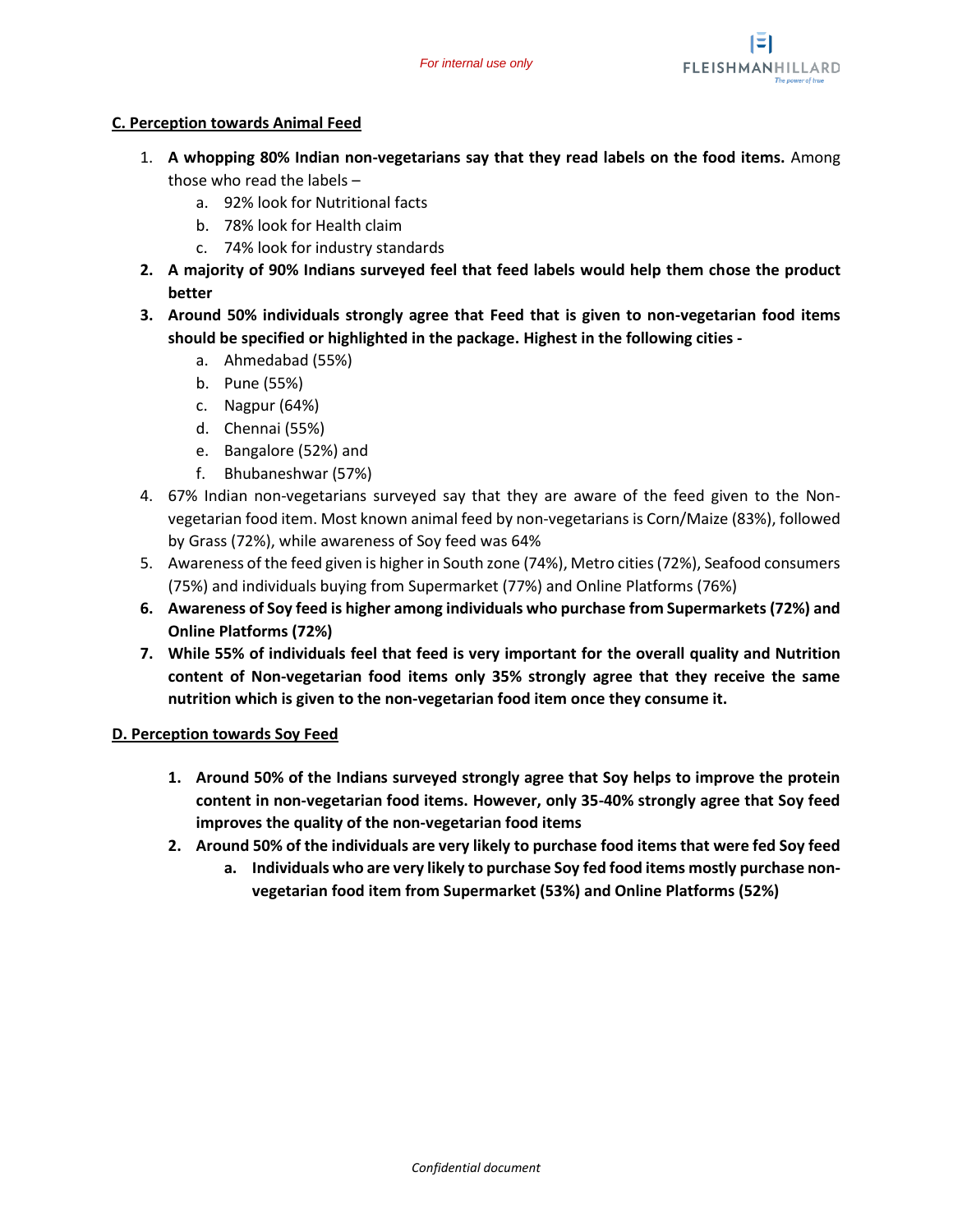## C. Perception towards Animal Feed

1. **A whopping 80% Indian non-vegetarians say that they read labels on the food items.** Among those who read the labels –
    a. 92% look for Nutritional facts
    b. 78% look for Health claim
    c. 74% look for industry standards
2. **A majority of 90% Indians surveyed feel that feed labels would help them chose the product better**
3. **Around 50% individuals strongly agree that Feed that is given to non-vegetarian food items should be specified or highlighted in the package. Highest in the following cities -**
    a. Ahmedabad (55%)
    b. Pune (55%)
    c. Nagpur (64%)
    d. Chennai (55%)
    e. Bangalore (52%) and
    f. Bhubaneshwar (57%)
4. 67% Indian non-vegetarians surveyed say that they are aware of the feed given to the Non-vegetarian food item. Most known animal feed by non-vegetarians is Corn/Maize (83%), followed by Grass (72%), while awareness of Soy feed was 64%
5. Awareness of the feed given is higher in South zone (74%), Metro cities (72%), Seafood consumers (75%) and individuals buying from Supermarket (77%) and Online Platforms (76%)
6. **Awareness of Soy feed is higher among individuals who purchase from Supermarkets (72%) and Online Platforms (72%)**
7. **While 55% of individuals feel that feed is very important for the overall quality and Nutrition content of Non-vegetarian food items only 35% strongly agree that they receive the same nutrition which is given to the non-vegetarian food item once they consume it.**

## D. Perception towards Soy Feed

1. **Around 50% of the Indians surveyed strongly agree that Soy helps to improve the protein content in non-vegetarian food items. However, only 35-40% strongly agree that Soy feed improves the quality of the non-vegetarian food items**
2. **Around 50% of the individuals are very likely to purchase food items that were fed Soy feed**
    a. **Individuals who are very likely to purchase Soy fed food items mostly purchase non-vegetarian food item from Supermarket (53%) and Online Platforms (52%)**